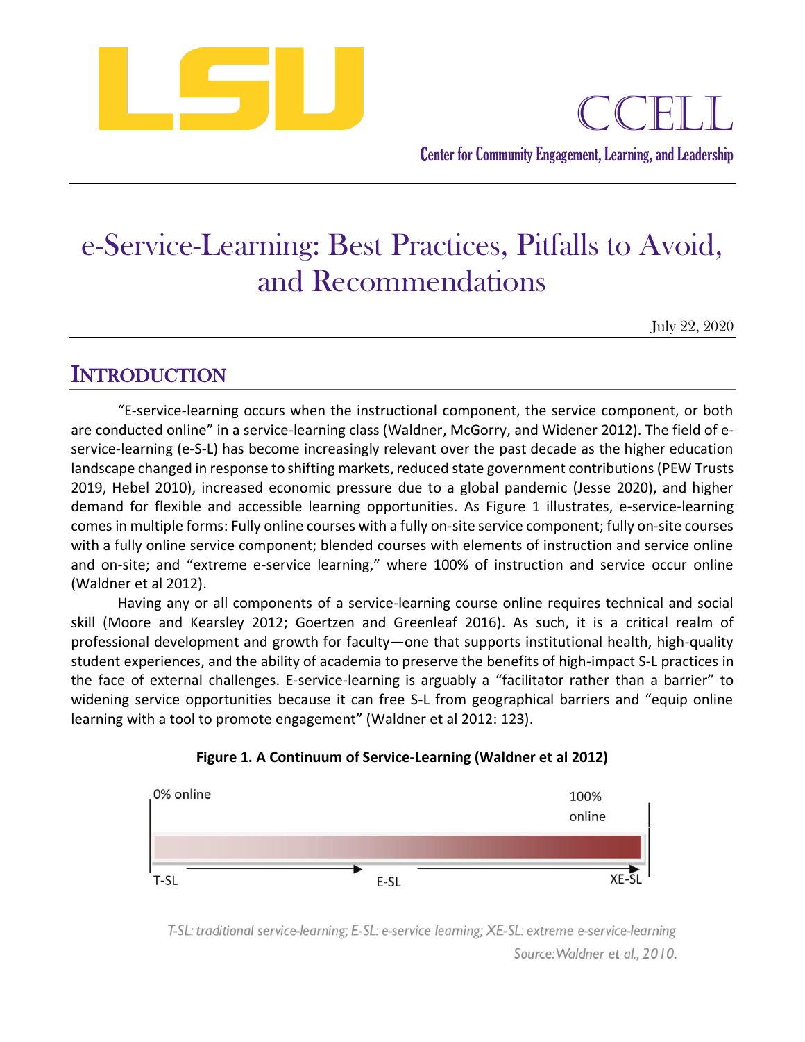LSU

CCELL

Center for Community Engagement, Learning, and Leadership

# e-Service-Learning: Best Practices, Pitfalls to Avoid, and Recommendations

July 22, 2020

## INTRODUCTION

"E-service-learning occurs when the instructional component, the service component, or both are conducted online" in a service-learning class (Waldner, McGorry, and Widener 2012). The field of e-service-learning (e-S-L) has become increasingly relevant over the past decade as the higher education landscape changed in response to shifting markets, reduced state government contributions (PEW Trusts 2019, Hebel 2010), increased economic pressure due to a global pandemic (Jesse 2020), and higher demand for flexible and accessible learning opportunities. As Figure 1 illustrates, e-service-learning comes in multiple forms: Fully online courses with a fully on-site service component; fully on-site courses with a fully online service component; blended courses with elements of instruction and service online and on-site; and "extreme e-service learning," where 100% of instruction and service occur online (Waldner et al 2012).

Having any or all components of a service-learning course online requires technical and social skill (Moore and Kearsley 2012; Goertzen and Greenleaf 2016). As such, it is a critical realm of professional development and growth for faculty—one that supports institutional health, high-quality student experiences, and the ability of academia to preserve the benefits of high-impact S-L practices in the face of external challenges. E-service-learning is arguably a "facilitator rather than a barrier" to widening service opportunities because it can free S-L from geographical barriers and "equip online learning with a tool to promote engagement" (Waldner et al 2012: 123).

**Figure 1. A Continuum of Service-Learning (Waldner et al 2012)**

0% online — 100% online

T-SL → E-SL → XE-SL

*T-SL: traditional service-learning; E-SL: e-service learning; XE-SL: extreme e-service-learning*

*Source: Waldner et al., 2010.*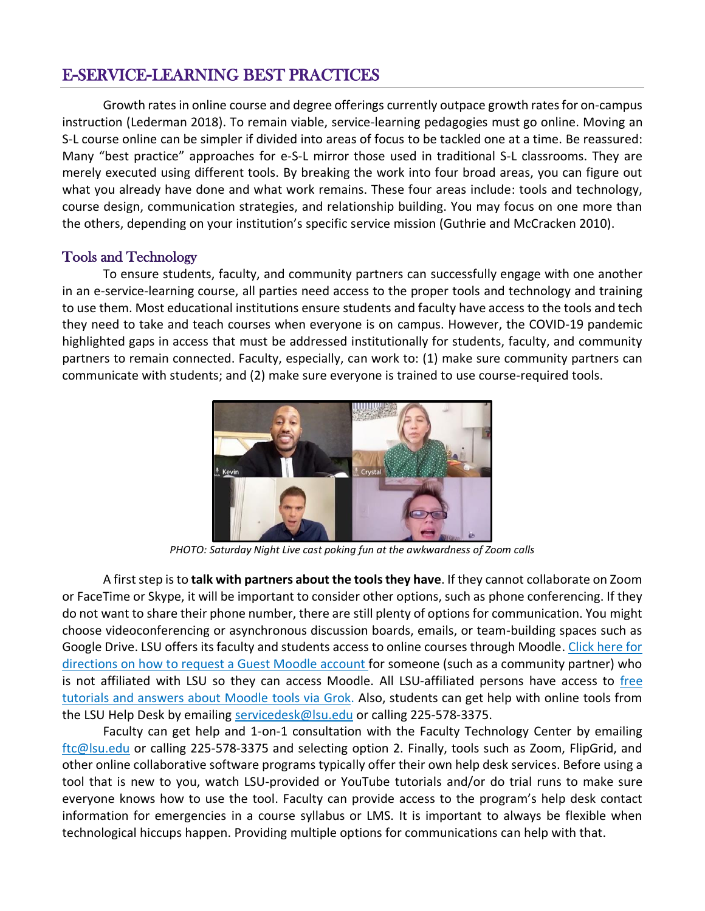## E-SERVICE-LEARNING BEST PRACTICES

Growth rates in online course and degree offerings currently outpace growth rates for on-campus instruction (Lederman 2018). To remain viable, service-learning pedagogies must go online. Moving an S-L course online can be simpler if divided into areas of focus to be tackled one at a time. Be reassured: Many "best practice" approaches for e-S-L mirror those used in traditional S-L classrooms. They are merely executed using different tools. By breaking the work into four broad areas, you can figure out what you already have done and what work remains. These four areas include: tools and technology, course design, communication strategies, and relationship building. You may focus on one more than the others, depending on your institution's specific service mission (Guthrie and McCracken 2010).

### Tools and Technology

To ensure students, faculty, and community partners can successfully engage with one another in an e-service-learning course, all parties need access to the proper tools and technology and training to use them. Most educational institutions ensure students and faculty have access to the tools and tech they need to take and teach courses when everyone is on campus. However, the COVID-19 pandemic highlighted gaps in access that must be addressed institutionally for students, faculty, and community partners to remain connected. Faculty, especially, can work to: (1) make sure community partners can communicate with students; and (2) make sure everyone is trained to use course-required tools.

*PHOTO: Saturday Night Live cast poking fun at the awkwardness of Zoom calls*

A first step is to **talk with partners about the tools they have**. If they cannot collaborate on Zoom or FaceTime or Skype, it will be important to consider other options, such as phone conferencing. If they do not want to share their phone number, there are still plenty of options for communication. You might choose videoconferencing or asynchronous discussion boards, emails, or team-building spaces such as Google Drive. LSU offers its faculty and students access to online courses through Moodle. Click here for directions on how to request a Guest Moodle account for someone (such as a community partner) who is not affiliated with LSU so they can access Moodle. All LSU-affiliated persons have access to free tutorials and answers about Moodle tools via Grok. Also, students can get help with online tools from the LSU Help Desk by emailing servicedesk@lsu.edu or calling 225-578-3375.

Faculty can get help and 1-on-1 consultation with the Faculty Technology Center by emailing ftc@lsu.edu or calling 225-578-3375 and selecting option 2. Finally, tools such as Zoom, FlipGrid, and other online collaborative software programs typically offer their own help desk services. Before using a tool that is new to you, watch LSU-provided or YouTube tutorials and/or do trial runs to make sure everyone knows how to use the tool. Faculty can provide access to the program's help desk contact information for emergencies in a course syllabus or LMS. It is important to always be flexible when technological hiccups happen. Providing multiple options for communications can help with that.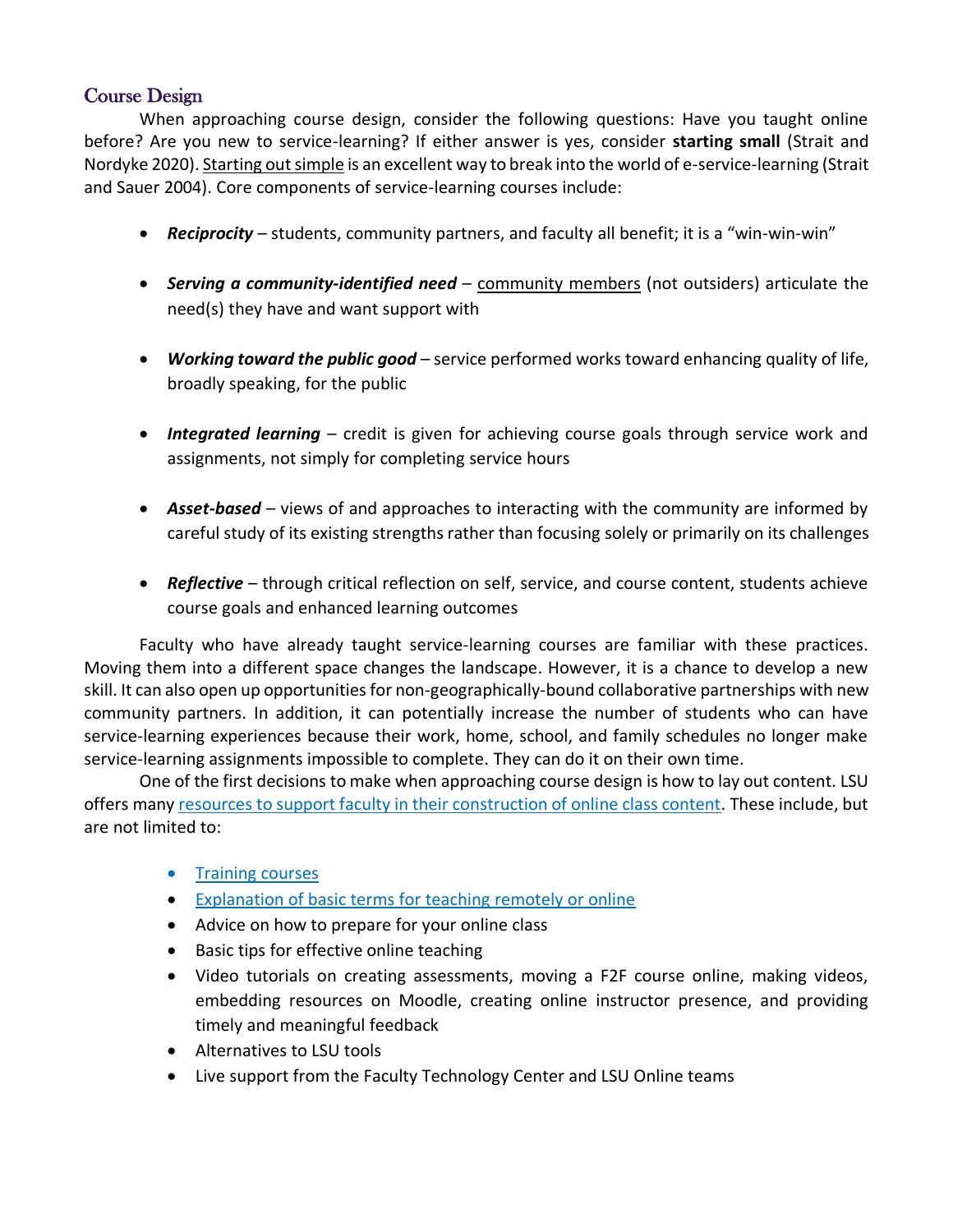## Course Design

When approaching course design, consider the following questions: Have you taught online before? Are you new to service-learning? If either answer is yes, consider **starting small** (Strait and Nordyke 2020). Starting out simple is an excellent way to break into the world of e-service-learning (Strait and Sauer 2004). Core components of service-learning courses include:

- ***Reciprocity*** – students, community partners, and faculty all benefit; it is a "win-win-win"
- ***Serving a community-identified need*** – community members (not outsiders) articulate the need(s) they have and want support with
- ***Working toward the public good*** – service performed works toward enhancing quality of life, broadly speaking, for the public
- ***Integrated learning*** – credit is given for achieving course goals through service work and assignments, not simply for completing service hours
- ***Asset-based*** – views of and approaches to interacting with the community are informed by careful study of its existing strengths rather than focusing solely or primarily on its challenges
- ***Reflective*** – through critical reflection on self, service, and course content, students achieve course goals and enhanced learning outcomes

Faculty who have already taught service-learning courses are familiar with these practices. Moving them into a different space changes the landscape. However, it is a chance to develop a new skill. It can also open up opportunities for non-geographically-bound collaborative partnerships with new community partners. In addition, it can potentially increase the number of students who can have service-learning experiences because their work, home, school, and family schedules no longer make service-learning assignments impossible to complete. They can do it on their own time.

One of the first decisions to make when approaching course design is how to lay out content. LSU offers many resources to support faculty in their construction of online class content. These include, but are not limited to:

- Training courses
- Explanation of basic terms for teaching remotely or online
- Advice on how to prepare for your online class
- Basic tips for effective online teaching
- Video tutorials on creating assessments, moving a F2F course online, making videos, embedding resources on Moodle, creating online instructor presence, and providing timely and meaningful feedback
- Alternatives to LSU tools
- Live support from the Faculty Technology Center and LSU Online teams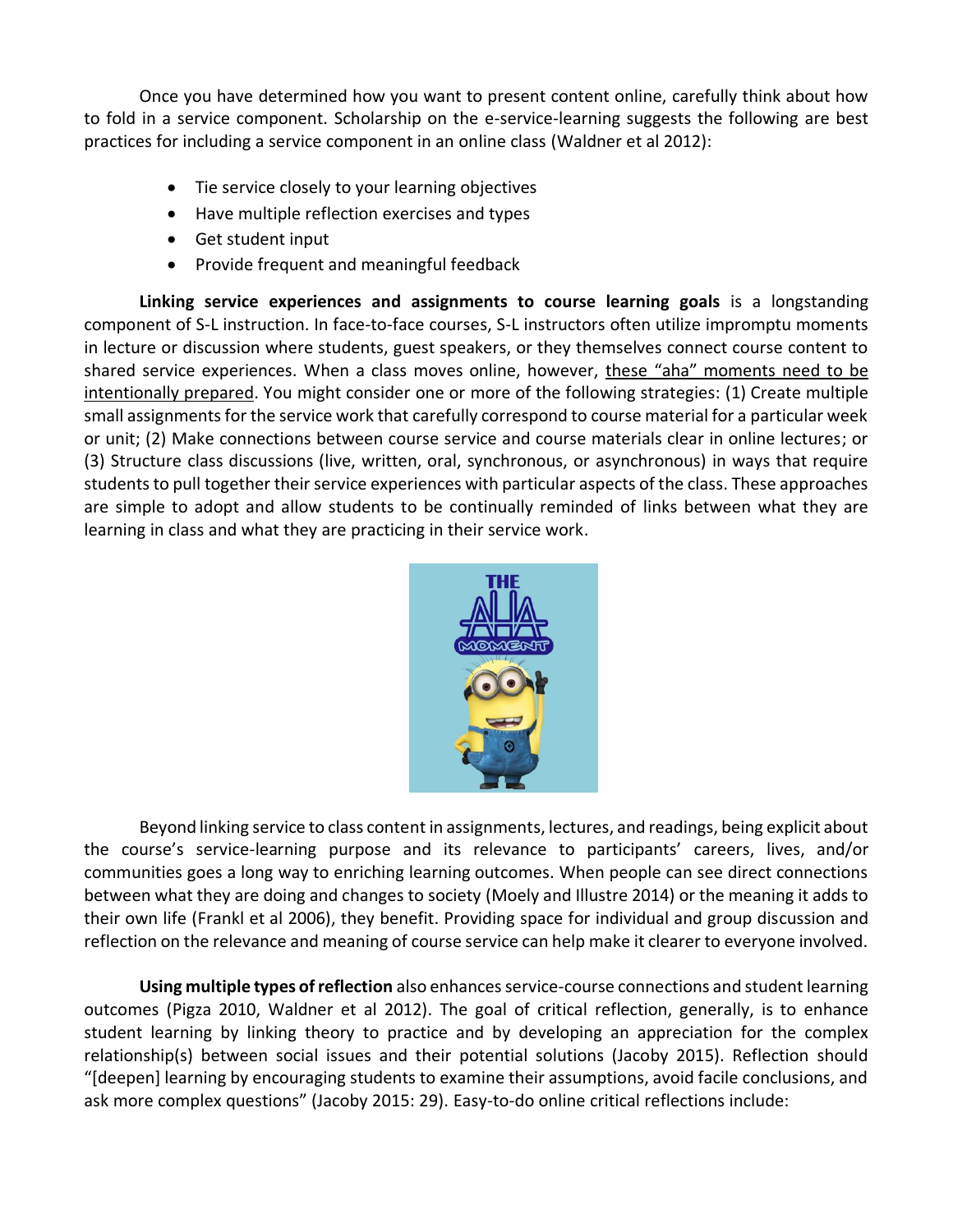Once you have determined how you want to present content online, carefully think about how to fold in a service component. Scholarship on the e-service-learning suggests the following are best practices for including a service component in an online class (Waldner et al 2012):

- Tie service closely to your learning objectives
- Have multiple reflection exercises and types
- Get student input
- Provide frequent and meaningful feedback

**Linking service experiences and assignments to course learning goals** is a longstanding component of S-L instruction. In face-to-face courses, S-L instructors often utilize impromptu moments in lecture or discussion where students, guest speakers, or they themselves connect course content to shared service experiences. When a class moves online, however, these "aha" moments need to be intentionally prepared. You might consider one or more of the following strategies: (1) Create multiple small assignments for the service work that carefully correspond to course material for a particular week or unit; (2) Make connections between course service and course materials clear in online lectures; or (3) Structure class discussions (live, written, oral, synchronous, or asynchronous) in ways that require students to pull together their service experiences with particular aspects of the class. These approaches are simple to adopt and allow students to be continually reminded of links between what they are learning in class and what they are practicing in their service work.

Beyond linking service to class content in assignments, lectures, and readings, being explicit about the course's service-learning purpose and its relevance to participants' careers, lives, and/or communities goes a long way to enriching learning outcomes. When people can see direct connections between what they are doing and changes to society (Moely and Illustre 2014) or the meaning it adds to their own life (Frankl et al 2006), they benefit. Providing space for individual and group discussion and reflection on the relevance and meaning of course service can help make it clearer to everyone involved.

**Using multiple types of reflection** also enhances service-course connections and student learning outcomes (Pigza 2010, Waldner et al 2012). The goal of critical reflection, generally, is to enhance student learning by linking theory to practice and by developing an appreciation for the complex relationship(s) between social issues and their potential solutions (Jacoby 2015). Reflection should "[deepen] learning by encouraging students to examine their assumptions, avoid facile conclusions, and ask more complex questions" (Jacoby 2015: 29). Easy-to-do online critical reflections include: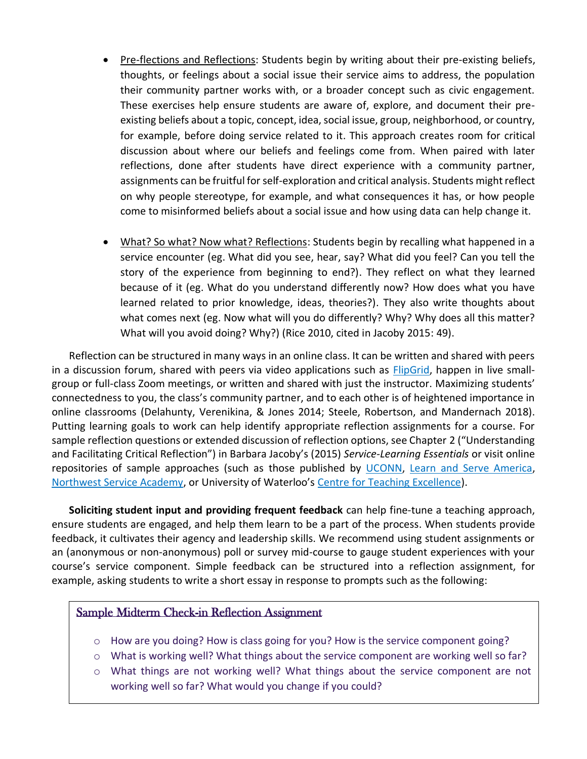- Pre-flections and Reflections: Students begin by writing about their pre-existing beliefs, thoughts, or feelings about a social issue their service aims to address, the population their community partner works with, or a broader concept such as civic engagement. These exercises help ensure students are aware of, explore, and document their pre-existing beliefs about a topic, concept, idea, social issue, group, neighborhood, or country, for example, before doing service related to it. This approach creates room for critical discussion about where our beliefs and feelings come from. When paired with later reflections, done after students have direct experience with a community partner, assignments can be fruitful for self-exploration and critical analysis. Students might reflect on why people stereotype, for example, and what consequences it has, or how people come to misinformed beliefs about a social issue and how using data can help change it.

- What? So what? Now what? Reflections: Students begin by recalling what happened in a service encounter (eg. What did you see, hear, say? What did you feel? Can you tell the story of the experience from beginning to end?). They reflect on what they learned because of it (eg. What do you understand differently now? How does what you have learned related to prior knowledge, ideas, theories?). They also write thoughts about what comes next (eg. Now what will you do differently? Why? Why does all this matter? What will you avoid doing? Why?) (Rice 2010, cited in Jacoby 2015: 49).

Reflection can be structured in many ways in an online class. It can be written and shared with peers in a discussion forum, shared with peers via video applications such as FlipGrid, happen in live small-group or full-class Zoom meetings, or written and shared with just the instructor. Maximizing students' connectedness to you, the class's community partner, and to each other is of heightened importance in online classrooms (Delahunty, Verenikina, & Jones 2014; Steele, Robertson, and Mandernach 2018). Putting learning goals to work can help identify appropriate reflection assignments for a course. For sample reflection questions or extended discussion of reflection options, see Chapter 2 ("Understanding and Facilitating Critical Reflection") in Barbara Jacoby's (2015) *Service-Learning Essentials* or visit online repositories of sample approaches (such as those published by UCONN, Learn and Serve America, Northwest Service Academy, or University of Waterloo's Centre for Teaching Excellence).

**Soliciting student input and providing frequent feedback** can help fine-tune a teaching approach, ensure students are engaged, and help them learn to be a part of the process. When students provide feedback, it cultivates their agency and leadership skills. We recommend using student assignments or an (anonymous or non-anonymous) poll or survey mid-course to gauge student experiences with your course's service component. Simple feedback can be structured into a reflection assignment, for example, asking students to write a short essay in response to prompts such as the following:

### Sample Midterm Check-in Reflection Assignment

- How are you doing? How is class going for you? How is the service component going?
- What is working well? What things about the service component are working well so far?
- What things are not working well? What things about the service component are not working well so far? What would you change if you could?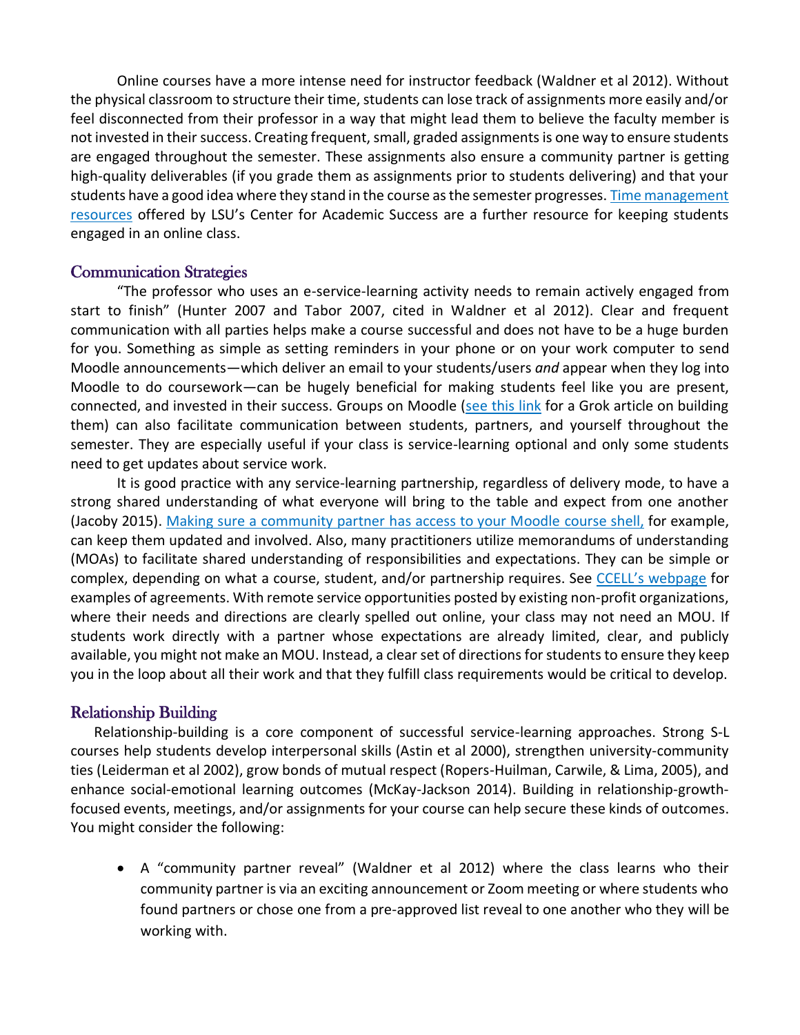Online courses have a more intense need for instructor feedback (Waldner et al 2012). Without the physical classroom to structure their time, students can lose track of assignments more easily and/or feel disconnected from their professor in a way that might lead them to believe the faculty member is not invested in their success. Creating frequent, small, graded assignments is one way to ensure students are engaged throughout the semester. These assignments also ensure a community partner is getting high-quality deliverables (if you grade them as assignments prior to students delivering) and that your students have a good idea where they stand in the course as the semester progresses. Time management resources offered by LSU's Center for Academic Success are a further resource for keeping students engaged in an online class.

## Communication Strategies

"The professor who uses an e-service-learning activity needs to remain actively engaged from start to finish" (Hunter 2007 and Tabor 2007, cited in Waldner et al 2012). Clear and frequent communication with all parties helps make a course successful and does not have to be a huge burden for you. Something as simple as setting reminders in your phone or on your work computer to send Moodle announcements—which deliver an email to your students/users *and* appear when they log into Moodle to do coursework—can be hugely beneficial for making students feel like you are present, connected, and invested in their success. Groups on Moodle (see this link for a Grok article on building them) can also facilitate communication between students, partners, and yourself throughout the semester. They are especially useful if your class is service-learning optional and only some students need to get updates about service work.

It is good practice with any service-learning partnership, regardless of delivery mode, to have a strong shared understanding of what everyone will bring to the table and expect from one another (Jacoby 2015). Making sure a community partner has access to your Moodle course shell, for example, can keep them updated and involved. Also, many practitioners utilize memorandums of understanding (MOAs) to facilitate shared understanding of responsibilities and expectations. They can be simple or complex, depending on what a course, student, and/or partnership requires. See CCELL's webpage for examples of agreements. With remote service opportunities posted by existing non-profit organizations, where their needs and directions are clearly spelled out online, your class may not need an MOU. If students work directly with a partner whose expectations are already limited, clear, and publicly available, you might not make an MOU. Instead, a clear set of directions for students to ensure they keep you in the loop about all their work and that they fulfill class requirements would be critical to develop.

## Relationship Building

Relationship-building is a core component of successful service-learning approaches. Strong S-L courses help students develop interpersonal skills (Astin et al 2000), strengthen university-community ties (Leiderman et al 2002), grow bonds of mutual respect (Ropers-Huilman, Carwile, & Lima, 2005), and enhance social-emotional learning outcomes (McKay-Jackson 2014). Building in relationship-growth-focused events, meetings, and/or assignments for your course can help secure these kinds of outcomes. You might consider the following:

- A "community partner reveal" (Waldner et al 2012) where the class learns who their community partner is via an exciting announcement or Zoom meeting or where students who found partners or chose one from a pre-approved list reveal to one another who they will be working with.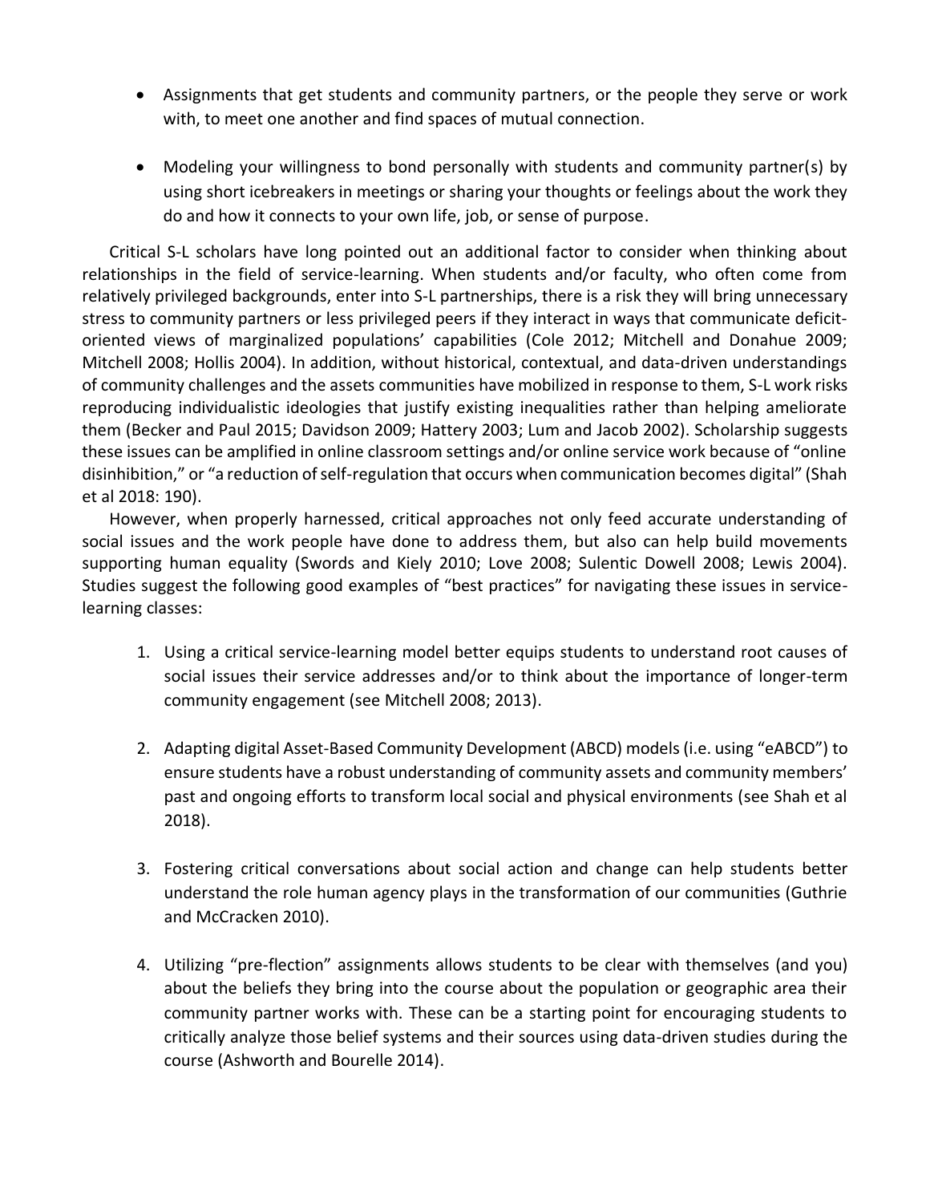- Assignments that get students and community partners, or the people they serve or work with, to meet one another and find spaces of mutual connection.

- Modeling your willingness to bond personally with students and community partner(s) by using short icebreakers in meetings or sharing your thoughts or feelings about the work they do and how it connects to your own life, job, or sense of purpose.

Critical S-L scholars have long pointed out an additional factor to consider when thinking about relationships in the field of service-learning. When students and/or faculty, who often come from relatively privileged backgrounds, enter into S-L partnerships, there is a risk they will bring unnecessary stress to community partners or less privileged peers if they interact in ways that communicate deficit-oriented views of marginalized populations' capabilities (Cole 2012; Mitchell and Donahue 2009; Mitchell 2008; Hollis 2004). In addition, without historical, contextual, and data-driven understandings of community challenges and the assets communities have mobilized in response to them, S-L work risks reproducing individualistic ideologies that justify existing inequalities rather than helping ameliorate them (Becker and Paul 2015; Davidson 2009; Hattery 2003; Lum and Jacob 2002). Scholarship suggests these issues can be amplified in online classroom settings and/or online service work because of "online disinhibition," or "a reduction of self-regulation that occurs when communication becomes digital" (Shah et al 2018: 190).

However, when properly harnessed, critical approaches not only feed accurate understanding of social issues and the work people have done to address them, but also can help build movements supporting human equality (Swords and Kiely 2010; Love 2008; Sulentic Dowell 2008; Lewis 2004). Studies suggest the following good examples of "best practices" for navigating these issues in service-learning classes:

1. Using a critical service-learning model better equips students to understand root causes of social issues their service addresses and/or to think about the importance of longer-term community engagement (see Mitchell 2008; 2013).

2. Adapting digital Asset-Based Community Development (ABCD) models (i.e. using "eABCD") to ensure students have a robust understanding of community assets and community members' past and ongoing efforts to transform local social and physical environments (see Shah et al 2018).

3. Fostering critical conversations about social action and change can help students better understand the role human agency plays in the transformation of our communities (Guthrie and McCracken 2010).

4. Utilizing "pre-flection" assignments allows students to be clear with themselves (and you) about the beliefs they bring into the course about the population or geographic area their community partner works with. These can be a starting point for encouraging students to critically analyze those belief systems and their sources using data-driven studies during the course (Ashworth and Bourelle 2014).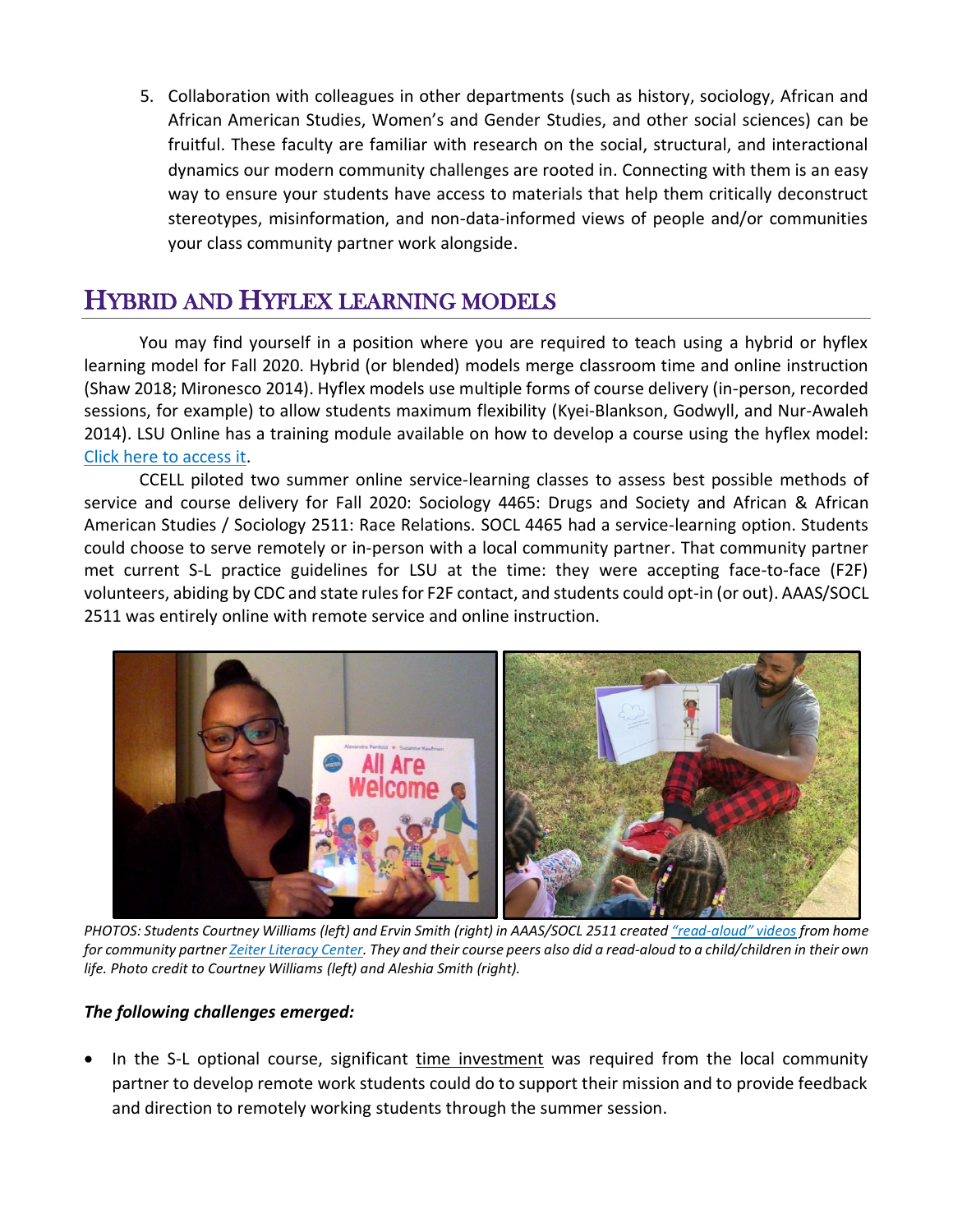5. Collaboration with colleagues in other departments (such as history, sociology, African and African American Studies, Women's and Gender Studies, and other social sciences) can be fruitful. These faculty are familiar with research on the social, structural, and interactional dynamics our modern community challenges are rooted in. Connecting with them is an easy way to ensure your students have access to materials that help them critically deconstruct stereotypes, misinformation, and non-data-informed views of people and/or communities your class community partner work alongside.

## Hybrid and Hyflex Learning Models

You may find yourself in a position where you are required to teach using a hybrid or hyflex learning model for Fall 2020. Hybrid (or blended) models merge classroom time and online instruction (Shaw 2018; Mironesco 2014). Hyflex models use multiple forms of course delivery (in-person, recorded sessions, for example) to allow students maximum flexibility (Kyei-Blankson, Godwyll, and Nur-Awaleh 2014). LSU Online has a training module available on how to develop a course using the hyflex model: Click here to access it.

CCELL piloted two summer online service-learning classes to assess best possible methods of service and course delivery for Fall 2020: Sociology 4465: Drugs and Society and African & African American Studies / Sociology 2511: Race Relations. SOCL 4465 had a service-learning option. Students could choose to serve remotely or in-person with a local community partner. That community partner met current S-L practice guidelines for LSU at the time: they were accepting face-to-face (F2F) volunteers, abiding by CDC and state rules for F2F contact, and students could opt-in (or out). AAAS/SOCL 2511 was entirely online with remote service and online instruction.

*PHOTOS: Students Courtney Williams (left) and Ervin Smith (right) in AAAS/SOCL 2511 created "read-aloud" videos from home for community partner Zeiter Literacy Center. They and their course peers also did a read-aloud to a child/children in their own life. Photo credit to Courtney Williams (left) and Aleshia Smith (right).*

***The following challenges emerged:***

- In the S-L optional course, significant time investment was required from the local community partner to develop remote work students could do to support their mission and to provide feedback and direction to remotely working students through the summer session.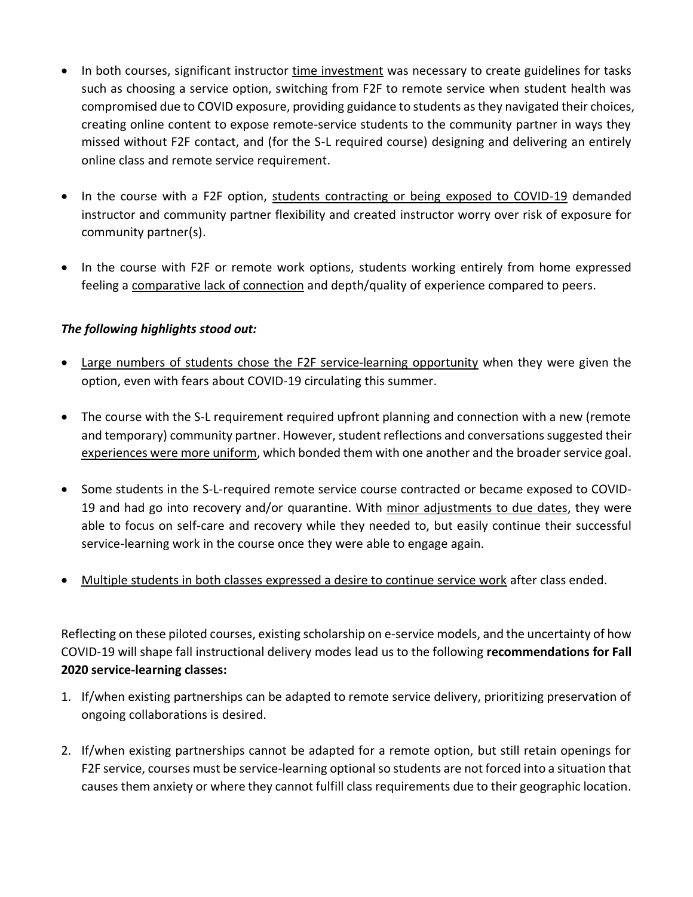- In both courses, significant instructor <u>time investment</u> was necessary to create guidelines for tasks such as choosing a service option, switching from F2F to remote service when student health was compromised due to COVID exposure, providing guidance to students as they navigated their choices, creating online content to expose remote-service students to the community partner in ways they missed without F2F contact, and (for the S-L required course) designing and delivering an entirely online class and remote service requirement.

- In the course with a F2F option, <u>students contracting or being exposed to COVID-19</u> demanded instructor and community partner flexibility and created instructor worry over risk of exposure for community partner(s).

- In the course with F2F or remote work options, students working entirely from home expressed feeling a <u>comparative lack of connection</u> and depth/quality of experience compared to peers.

***The following highlights stood out:***

- <u>Large numbers of students chose the F2F service-learning opportunity</u> when they were given the option, even with fears about COVID-19 circulating this summer.

- The course with the S-L requirement required upfront planning and connection with a new (remote and temporary) community partner. However, student reflections and conversations suggested their <u>experiences were more uniform</u>, which bonded them with one another and the broader service goal.

- Some students in the S-L-required remote service course contracted or became exposed to COVID-19 and had go into recovery and/or quarantine. With <u>minor adjustments to due dates</u>, they were able to focus on self-care and recovery while they needed to, but easily continue their successful service-learning work in the course once they were able to engage again.

- <u>Multiple students in both classes expressed a desire to continue service work</u> after class ended.

Reflecting on these piloted courses, existing scholarship on e-service models, and the uncertainty of how COVID-19 will shape fall instructional delivery modes lead us to the following **recommendations for Fall 2020 service-learning classes:**

1. If/when existing partnerships can be adapted to remote service delivery, prioritizing preservation of ongoing collaborations is desired.

2. If/when existing partnerships cannot be adapted for a remote option, but still retain openings for F2F service, courses must be service-learning optional so students are not forced into a situation that causes them anxiety or where they cannot fulfill class requirements due to their geographic location.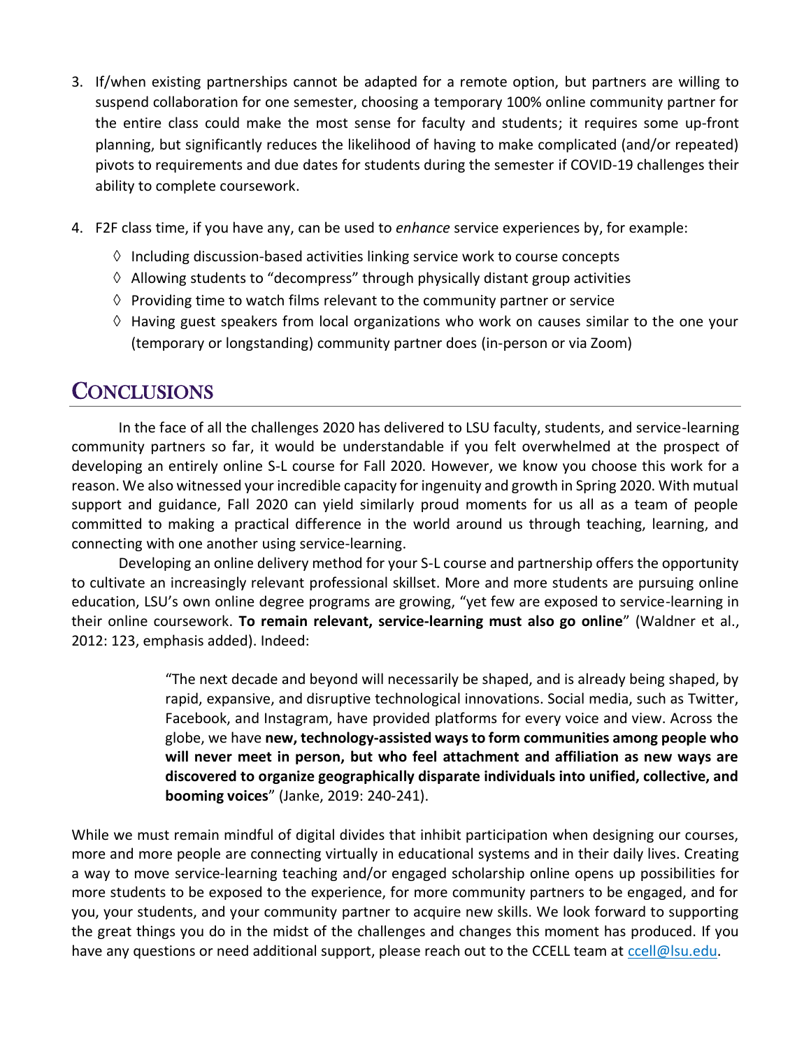3. If/when existing partnerships cannot be adapted for a remote option, but partners are willing to suspend collaboration for one semester, choosing a temporary 100% online community partner for the entire class could make the most sense for faculty and students; it requires some up-front planning, but significantly reduces the likelihood of having to make complicated (and/or repeated) pivots to requirements and due dates for students during the semester if COVID-19 challenges their ability to complete coursework.

4. F2F class time, if you have any, can be used to *enhance* service experiences by, for example:
   - Including discussion-based activities linking service work to course concepts
   - Allowing students to "decompress" through physically distant group activities
   - Providing time to watch films relevant to the community partner or service
   - Having guest speakers from local organizations who work on causes similar to the one your (temporary or longstanding) community partner does (in-person or via Zoom)

## Conclusions

In the face of all the challenges 2020 has delivered to LSU faculty, students, and service-learning community partners so far, it would be understandable if you felt overwhelmed at the prospect of developing an entirely online S-L course for Fall 2020. However, we know you choose this work for a reason. We also witnessed your incredible capacity for ingenuity and growth in Spring 2020. With mutual support and guidance, Fall 2020 can yield similarly proud moments for us all as a team of people committed to making a practical difference in the world around us through teaching, learning, and connecting with one another using service-learning.

Developing an online delivery method for your S-L course and partnership offers the opportunity to cultivate an increasingly relevant professional skillset. More and more students are pursuing online education, LSU's own online degree programs are growing, "yet few are exposed to service-learning in their online coursework. **To remain relevant, service-learning must also go online**" (Waldner et al., 2012: 123, emphasis added). Indeed:

> "The next decade and beyond will necessarily be shaped, and is already being shaped, by rapid, expansive, and disruptive technological innovations. Social media, such as Twitter, Facebook, and Instagram, have provided platforms for every voice and view. Across the globe, we have **new, technology-assisted ways to form communities among people who will never meet in person, but who feel attachment and affiliation as new ways are discovered to organize geographically disparate individuals into unified, collective, and booming voices**" (Janke, 2019: 240-241).

While we must remain mindful of digital divides that inhibit participation when designing our courses, more and more people are connecting virtually in educational systems and in their daily lives. Creating a way to move service-learning teaching and/or engaged scholarship online opens up possibilities for more students to be exposed to the experience, for more community partners to be engaged, and for you, your students, and your community partner to acquire new skills. We look forward to supporting the great things you do in the midst of the challenges and changes this moment has produced. If you have any questions or need additional support, please reach out to the CCELL team at ccell@lsu.edu.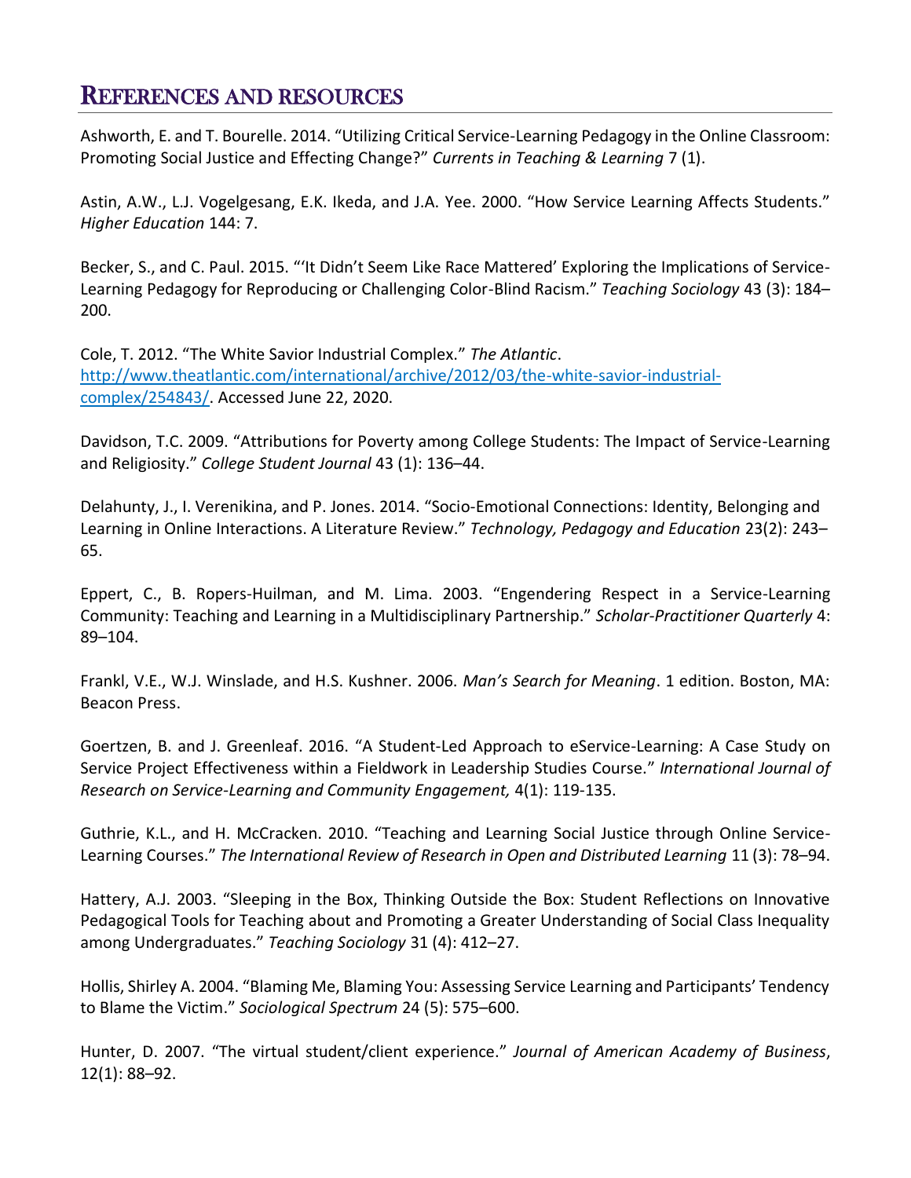## References and resources

Ashworth, E. and T. Bourelle. 2014. "Utilizing Critical Service-Learning Pedagogy in the Online Classroom: Promoting Social Justice and Effecting Change?" *Currents in Teaching & Learning* 7 (1).

Astin, A.W., L.J. Vogelgesang, E.K. Ikeda, and J.A. Yee. 2000. "How Service Learning Affects Students." *Higher Education* 144: 7.

Becker, S., and C. Paul. 2015. "'It Didn't Seem Like Race Mattered' Exploring the Implications of Service-Learning Pedagogy for Reproducing or Challenging Color-Blind Racism." *Teaching Sociology* 43 (3): 184–200.

Cole, T. 2012. "The White Savior Industrial Complex." *The Atlantic*. [http://www.theatlantic.com/international/archive/2012/03/the-white-savior-industrial-complex/254843/](http://www.theatlantic.com/international/archive/2012/03/the-white-savior-industrial-complex/254843/). Accessed June 22, 2020.

Davidson, T.C. 2009. "Attributions for Poverty among College Students: The Impact of Service-Learning and Religiosity." *College Student Journal* 43 (1): 136–44.

Delahunty, J., I. Verenikina, and P. Jones. 2014. "Socio-Emotional Connections: Identity, Belonging and Learning in Online Interactions. A Literature Review." *Technology, Pedagogy and Education* 23(2): 243–65.

Eppert, C., B. Ropers-Huilman, and M. Lima. 2003. "Engendering Respect in a Service-Learning Community: Teaching and Learning in a Multidisciplinary Partnership." *Scholar-Practitioner Quarterly* 4: 89–104.

Frankl, V.E., W.J. Winslade, and H.S. Kushner. 2006. *Man's Search for Meaning*. 1 edition. Boston, MA: Beacon Press.

Goertzen, B. and J. Greenleaf. 2016. "A Student-Led Approach to eService-Learning: A Case Study on Service Project Effectiveness within a Fieldwork in Leadership Studies Course." *International Journal of Research on Service-Learning and Community Engagement,* 4(1): 119-135.

Guthrie, K.L., and H. McCracken. 2010. "Teaching and Learning Social Justice through Online Service-Learning Courses." *The International Review of Research in Open and Distributed Learning* 11 (3): 78–94.

Hattery, A.J. 2003. "Sleeping in the Box, Thinking Outside the Box: Student Reflections on Innovative Pedagogical Tools for Teaching about and Promoting a Greater Understanding of Social Class Inequality among Undergraduates." *Teaching Sociology* 31 (4): 412–27.

Hollis, Shirley A. 2004. "Blaming Me, Blaming You: Assessing Service Learning and Participants' Tendency to Blame the Victim." *Sociological Spectrum* 24 (5): 575–600.

Hunter, D. 2007. "The virtual student/client experience." *Journal of American Academy of Business*, 12(1): 88–92.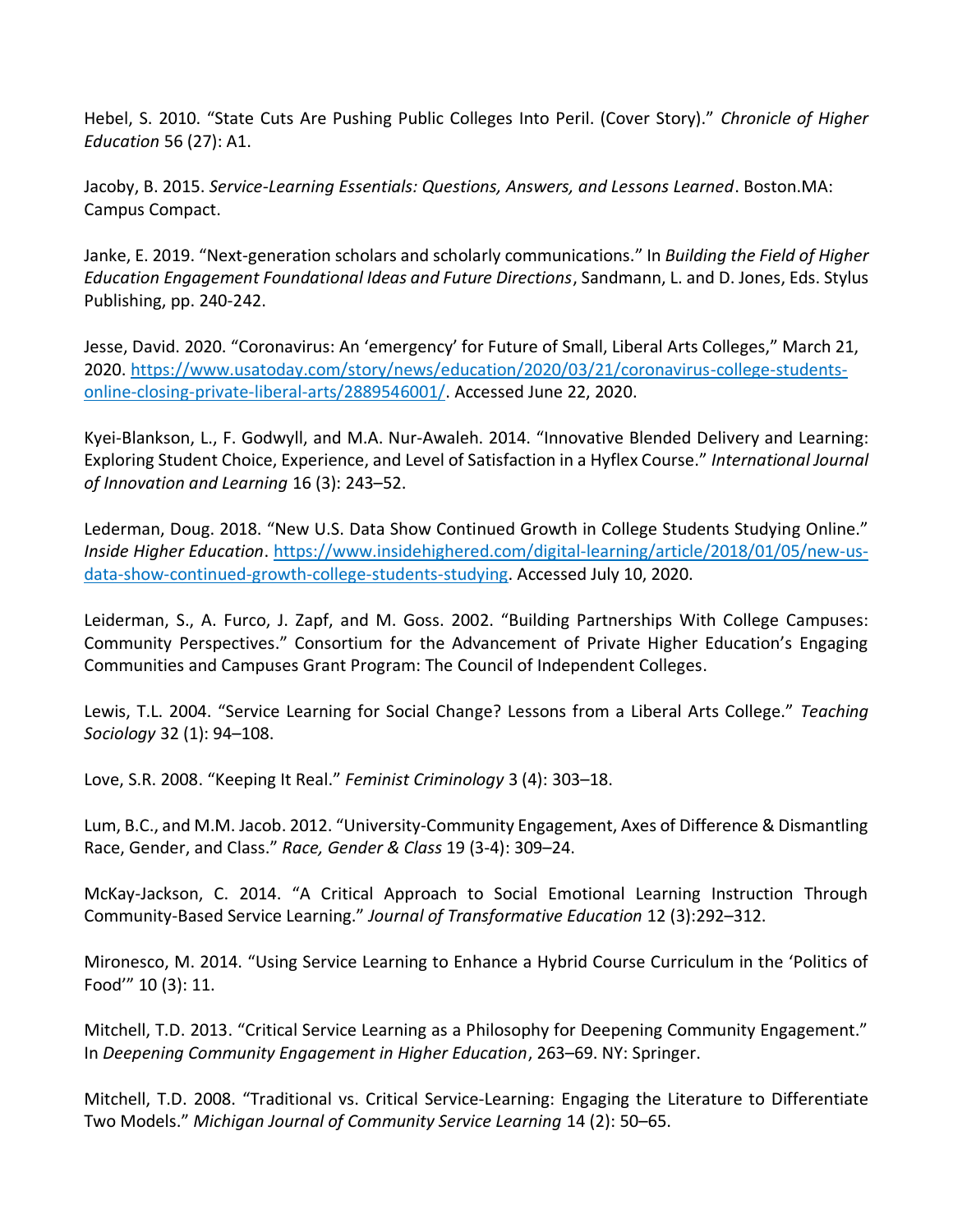Hebel, S. 2010. "State Cuts Are Pushing Public Colleges Into Peril. (Cover Story)." *Chronicle of Higher Education* 56 (27): A1.

Jacoby, B. 2015. *Service-Learning Essentials: Questions, Answers, and Lessons Learned*. Boston.MA: Campus Compact.

Janke, E. 2019. "Next-generation scholars and scholarly communications." In *Building the Field of Higher Education Engagement Foundational Ideas and Future Directions*, Sandmann, L. and D. Jones, Eds. Stylus Publishing, pp. 240-242.

Jesse, David. 2020. "Coronavirus: An 'emergency' for Future of Small, Liberal Arts Colleges," March 21, 2020. https://www.usatoday.com/story/news/education/2020/03/21/coronavirus-college-students-online-closing-private-liberal-arts/2889546001/. Accessed June 22, 2020.

Kyei-Blankson, L., F. Godwyll, and M.A. Nur-Awaleh. 2014. "Innovative Blended Delivery and Learning: Exploring Student Choice, Experience, and Level of Satisfaction in a Hyflex Course." *International Journal of Innovation and Learning* 16 (3): 243–52.

Lederman, Doug. 2018. "New U.S. Data Show Continued Growth in College Students Studying Online." *Inside Higher Education*. https://www.insidehighered.com/digital-learning/article/2018/01/05/new-us-data-show-continued-growth-college-students-studying. Accessed July 10, 2020.

Leiderman, S., A. Furco, J. Zapf, and M. Goss. 2002. "Building Partnerships With College Campuses: Community Perspectives." Consortium for the Advancement of Private Higher Education's Engaging Communities and Campuses Grant Program: The Council of Independent Colleges.

Lewis, T.L. 2004. "Service Learning for Social Change? Lessons from a Liberal Arts College." *Teaching Sociology* 32 (1): 94–108.

Love, S.R. 2008. "Keeping It Real." *Feminist Criminology* 3 (4): 303–18.

Lum, B.C., and M.M. Jacob. 2012. "University-Community Engagement, Axes of Difference & Dismantling Race, Gender, and Class." *Race, Gender & Class* 19 (3-4): 309–24.

McKay-Jackson, C. 2014. "A Critical Approach to Social Emotional Learning Instruction Through Community-Based Service Learning." *Journal of Transformative Education* 12 (3):292–312.

Mironesco, M. 2014. "Using Service Learning to Enhance a Hybrid Course Curriculum in the 'Politics of Food'" 10 (3): 11.

Mitchell, T.D. 2013. "Critical Service Learning as a Philosophy for Deepening Community Engagement." In *Deepening Community Engagement in Higher Education*, 263–69. NY: Springer.

Mitchell, T.D. 2008. "Traditional vs. Critical Service-Learning: Engaging the Literature to Differentiate Two Models." *Michigan Journal of Community Service Learning* 14 (2): 50–65.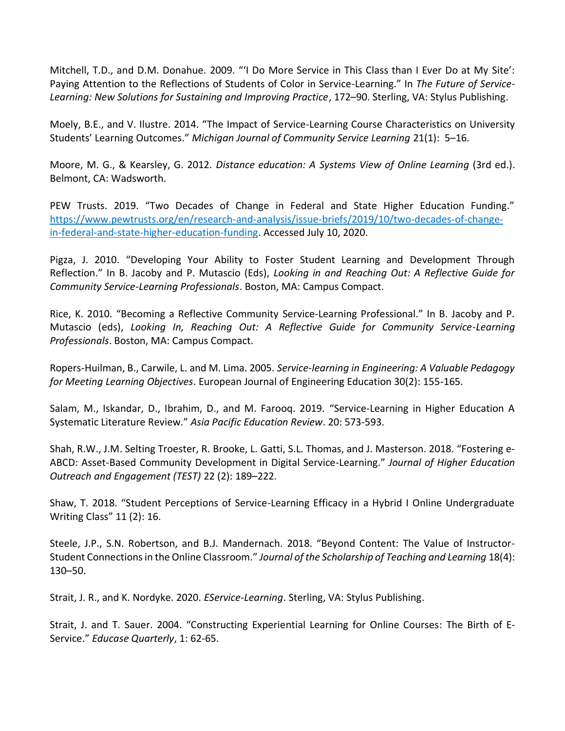Mitchell, T.D., and D.M. Donahue. 2009. "'I Do More Service in This Class than I Ever Do at My Site': Paying Attention to the Reflections of Students of Color in Service-Learning." In *The Future of Service-Learning: New Solutions for Sustaining and Improving Practice*, 172–90. Sterling, VA: Stylus Publishing.

Moely, B.E., and V. Ilustre. 2014. "The Impact of Service-Learning Course Characteristics on University Students' Learning Outcomes." *Michigan Journal of Community Service Learning* 21(1): 5–16.

Moore, M. G., & Kearsley, G. 2012. *Distance education: A Systems View of Online Learning* (3rd ed.). Belmont, CA: Wadsworth.

PEW Trusts. 2019. "Two Decades of Change in Federal and State Higher Education Funding." https://www.pewtrusts.org/en/research-and-analysis/issue-briefs/2019/10/two-decades-of-change-in-federal-and-state-higher-education-funding. Accessed July 10, 2020.

Pigza, J. 2010. "Developing Your Ability to Foster Student Learning and Development Through Reflection." In B. Jacoby and P. Mutascio (Eds), *Looking in and Reaching Out: A Reflective Guide for Community Service-Learning Professionals*. Boston, MA: Campus Compact.

Rice, K. 2010. "Becoming a Reflective Community Service-Learning Professional." In B. Jacoby and P. Mutascio (eds), *Looking In, Reaching Out: A Reflective Guide for Community Service-Learning Professionals*. Boston, MA: Campus Compact.

Ropers-Huilman, B., Carwile, L. and M. Lima. 2005. *Service-learning in Engineering: A Valuable Pedagogy for Meeting Learning Objectives*. European Journal of Engineering Education 30(2): 155-165.

Salam, M., Iskandar, D., Ibrahim, D., and M. Farooq. 2019. "Service-Learning in Higher Education A Systematic Literature Review." *Asia Pacific Education Review*. 20: 573-593.

Shah, R.W., J.M. Selting Troester, R. Brooke, L. Gatti, S.L. Thomas, and J. Masterson. 2018. "Fostering e-ABCD: Asset-Based Community Development in Digital Service-Learning." *Journal of Higher Education Outreach and Engagement (TEST)* 22 (2): 189–222.

Shaw, T. 2018. "Student Perceptions of Service-Learning Efficacy in a Hybrid I Online Undergraduate Writing Class" 11 (2): 16.

Steele, J.P., S.N. Robertson, and B.J. Mandernach. 2018. "Beyond Content: The Value of Instructor-Student Connections in the Online Classroom." *Journal of the Scholarship of Teaching and Learning* 18(4): 130–50.

Strait, J. R., and K. Nordyke. 2020. *EService-Learning*. Sterling, VA: Stylus Publishing.

Strait, J. and T. Sauer. 2004. "Constructing Experiential Learning for Online Courses: The Birth of E-Service." *Educase Quarterly*, 1: 62-65.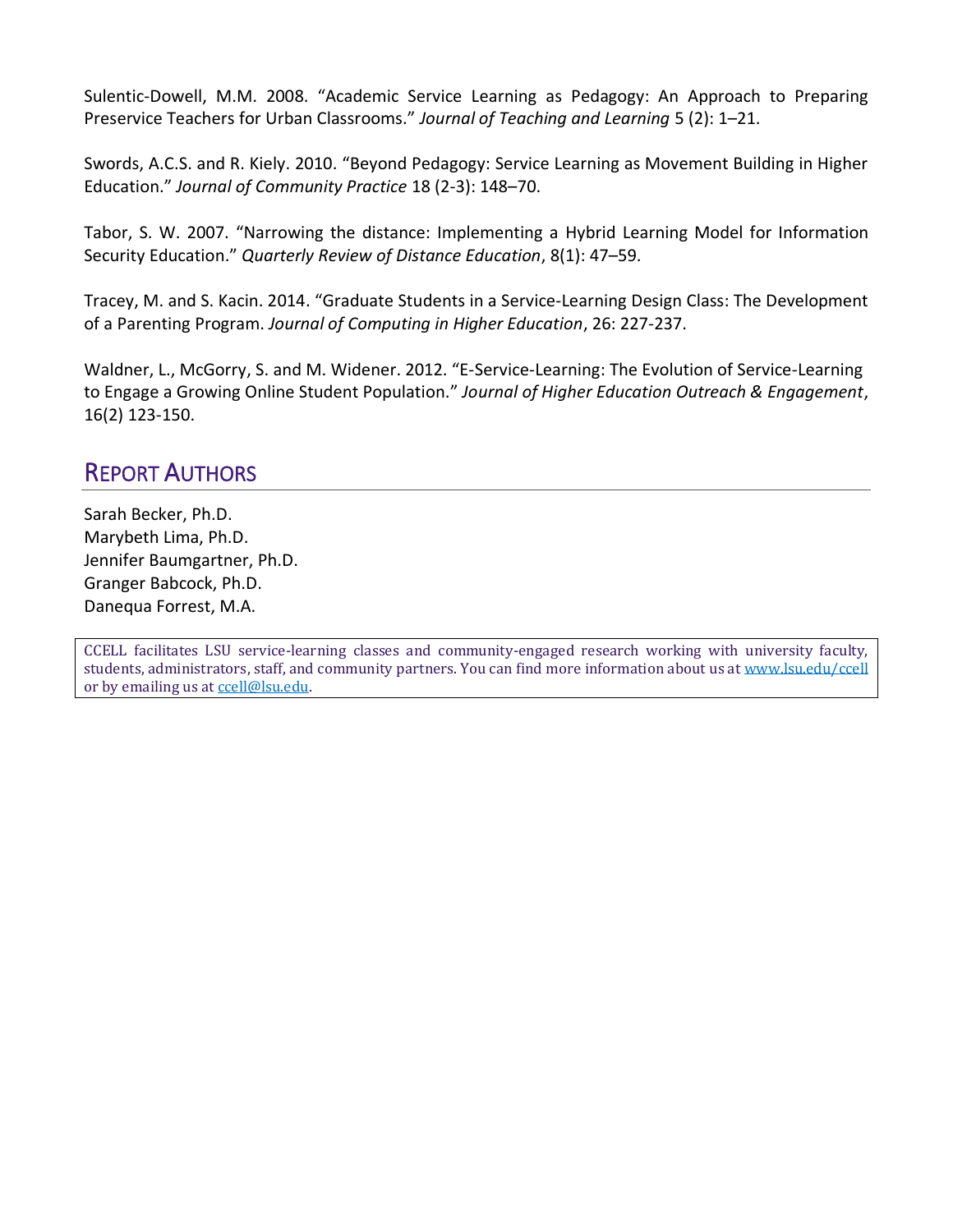Sulentic-Dowell, M.M. 2008. “Academic Service Learning as Pedagogy: An Approach to Preparing Preservice Teachers for Urban Classrooms.” *Journal of Teaching and Learning* 5 (2): 1–21.

Swords, A.C.S. and R. Kiely. 2010. “Beyond Pedagogy: Service Learning as Movement Building in Higher Education.” *Journal of Community Practice* 18 (2-3): 148–70.

Tabor, S. W. 2007. “Narrowing the distance: Implementing a Hybrid Learning Model for Information Security Education.” *Quarterly Review of Distance Education*, 8(1): 47–59.

Tracey, M. and S. Kacin. 2014. “Graduate Students in a Service-Learning Design Class: The Development of a Parenting Program. *Journal of Computing in Higher Education*, 26: 227-237.

Waldner, L., McGorry, S. and M. Widener. 2012. “E-Service-Learning: The Evolution of Service-Learning to Engage a Growing Online Student Population.” *Journal of Higher Education Outreach & Engagement*, 16(2) 123-150.

## Report Authors

Sarah Becker, Ph.D.
Marybeth Lima, Ph.D.
Jennifer Baumgartner, Ph.D.
Granger Babcock, Ph.D.
Danequa Forrest, M.A.

CCELL facilitates LSU service-learning classes and community-engaged research working with university faculty, students, administrators, staff, and community partners. You can find more information about us at www.lsu.edu/ccell or by emailing us at ccell@lsu.edu.